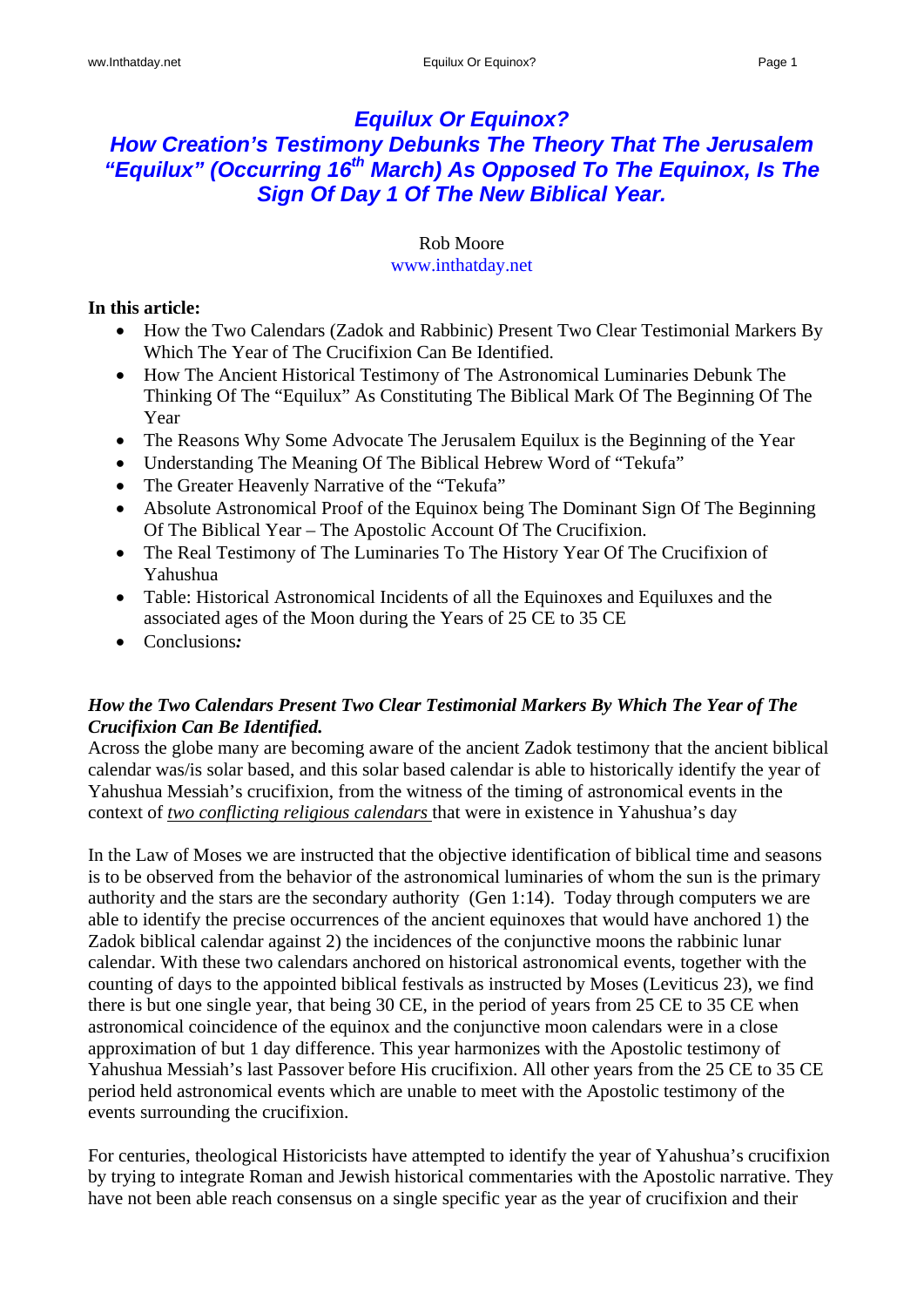# *Equilux Or Equinox?*
# *How Creation's Testimony Debunks The Theory That The Jerusalem "Equilux" (Occurring 16th March) As Opposed To The Equinox, Is The Sign Of Day 1 Of The New Biblical Year.*

Rob Moore
www.inthatday.net

**In this article:**

- How the Two Calendars (Zadok and Rabbinic) Present Two Clear Testimonial Markers By Which The Year of The Crucifixion Can Be Identified.
- How The Ancient Historical Testimony of The Astronomical Luminaries Debunk The Thinking Of The "Equilux" As Constituting The Biblical Mark Of The Beginning Of The Year
- The Reasons Why Some Advocate The Jerusalem Equilux is the Beginning of the Year
- Understanding The Meaning Of The Biblical Hebrew Word of "Tekufa"
- The Greater Heavenly Narrative of the "Tekufa"
- Absolute Astronomical Proof of the Equinox being The Dominant Sign Of The Beginning Of The Biblical Year – The Apostolic Account Of The Crucifixion.
- The Real Testimony of The Luminaries To The History Year Of The Crucifixion of Yahushua
- Table: Historical Astronomical Incidents of all the Equinoxes and Equiluxes and the associated ages of the Moon during the Years of 25 CE to 35 CE
- Conclusions***:***

***How the Two Calendars Present Two Clear Testimonial Markers By Which The Year of The Crucifixion Can Be Identified.***

Across the globe many are becoming aware of the ancient Zadok testimony that the ancient biblical calendar was/is solar based, and this solar based calendar is able to historically identify the year of Yahushua Messiah's crucifixion, from the witness of the timing of astronomical events in the context of *two conflicting religious calendars* that were in existence in Yahushua's day

In the Law of Moses we are instructed that the objective identification of biblical time and seasons is to be observed from the behavior of the astronomical luminaries of whom the sun is the primary authority and the stars are the secondary authority (Gen 1:14). Today through computers we are able to identify the precise occurrences of the ancient equinoxes that would have anchored 1) the Zadok biblical calendar against 2) the incidences of the conjunctive moons the rabbinic lunar calendar. With these two calendars anchored on historical astronomical events, together with the counting of days to the appointed biblical festivals as instructed by Moses (Leviticus 23), we find there is but one single year, that being 30 CE, in the period of years from 25 CE to 35 CE when astronomical coincidence of the equinox and the conjunctive moon calendars were in a close approximation of but 1 day difference. This year harmonizes with the Apostolic testimony of Yahushua Messiah's last Passover before His crucifixion. All other years from the 25 CE to 35 CE period held astronomical events which are unable to meet with the Apostolic testimony of the events surrounding the crucifixion.

For centuries, theological Historicists have attempted to identify the year of Yahushua's crucifixion by trying to integrate Roman and Jewish historical commentaries with the Apostolic narrative. They have not been able reach consensus on a single specific year as the year of crucifixion and their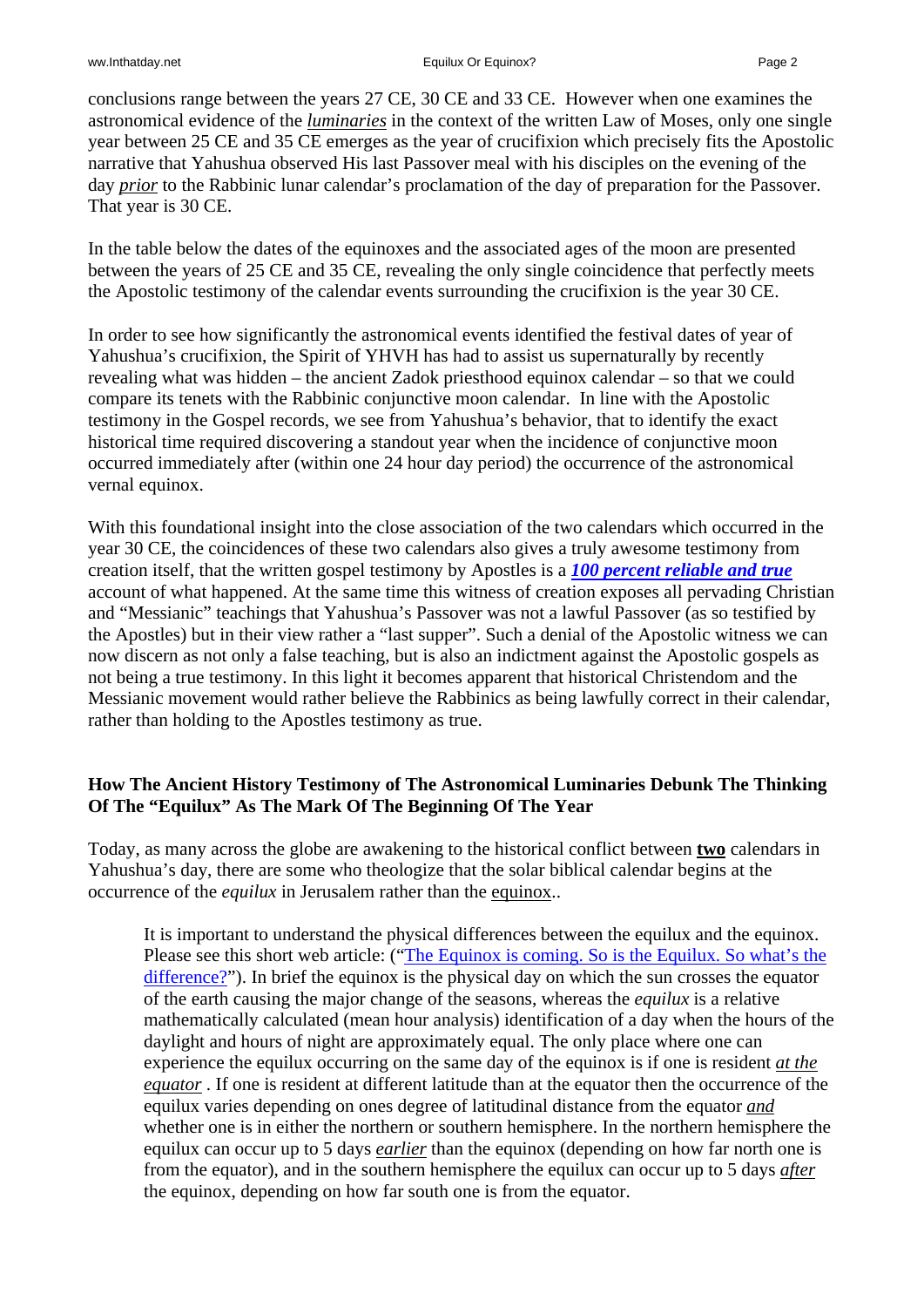conclusions range between the years 27 CE, 30 CE and 33 CE. However when one examines the astronomical evidence of the *luminaries* in the context of the written Law of Moses, only one single year between 25 CE and 35 CE emerges as the year of crucifixion which precisely fits the Apostolic narrative that Yahushua observed His last Passover meal with his disciples on the evening of the day *prior* to the Rabbinic lunar calendar's proclamation of the day of preparation for the Passover. That year is 30 CE.

In the table below the dates of the equinoxes and the associated ages of the moon are presented between the years of 25 CE and 35 CE, revealing the only single coincidence that perfectly meets the Apostolic testimony of the calendar events surrounding the crucifixion is the year 30 CE.

In order to see how significantly the astronomical events identified the festival dates of year of Yahushua's crucifixion, the Spirit of YHVH has had to assist us supernaturally by recently revealing what was hidden – the ancient Zadok priesthood equinox calendar – so that we could compare its tenets with the Rabbinic conjunctive moon calendar. In line with the Apostolic testimony in the Gospel records, we see from Yahushua's behavior, that to identify the exact historical time required discovering a standout year when the incidence of conjunctive moon occurred immediately after (within one 24 hour day period) the occurrence of the astronomical vernal equinox.

With this foundational insight into the close association of the two calendars which occurred in the year 30 CE, the coincidences of these two calendars also gives a truly awesome testimony from creation itself, that the written gospel testimony by Apostles is a ***100 percent reliable and true*** account of what happened. At the same time this witness of creation exposes all pervading Christian and "Messianic" teachings that Yahushua's Passover was not a lawful Passover (as so testified by the Apostles) but in their view rather a "last supper". Such a denial of the Apostolic witness we can now discern as not only a false teaching, but is also an indictment against the Apostolic gospels as not being a true testimony. In this light it becomes apparent that historical Christendom and the Messianic movement would rather believe the Rabbinics as being lawfully correct in their calendar, rather than holding to the Apostles testimony as true.

**How The Ancient History Testimony of The Astronomical Luminaries Debunk The Thinking Of The "Equilux" As The Mark Of The Beginning Of The Year**

Today, as many across the globe are awakening to the historical conflict between **two** calendars in Yahushua's day, there are some who theologize that the solar biblical calendar begins at the occurrence of the *equilux* in Jerusalem rather than the equinox..

> It is important to understand the physical differences between the equilux and the equinox. Please see this short web article: ("The Equinox is coming. So is the Equilux. So what's the difference?"). In brief the equinox is the physical day on which the sun crosses the equator of the earth causing the major change of the seasons, whereas the *equilux* is a relative mathematically calculated (mean hour analysis) identification of a day when the hours of the daylight and hours of night are approximately equal. The only place where one can experience the equilux occurring on the same day of the equinox is if one is resident *at the equator* . If one is resident at different latitude than at the equator then the occurrence of the equilux varies depending on ones degree of latitudinal distance from the equator *and* whether one is in either the northern or southern hemisphere. In the northern hemisphere the equilux can occur up to 5 days *earlier* than the equinox (depending on how far north one is from the equator), and in the southern hemisphere the equilux can occur up to 5 days *after* the equinox, depending on how far south one is from the equator.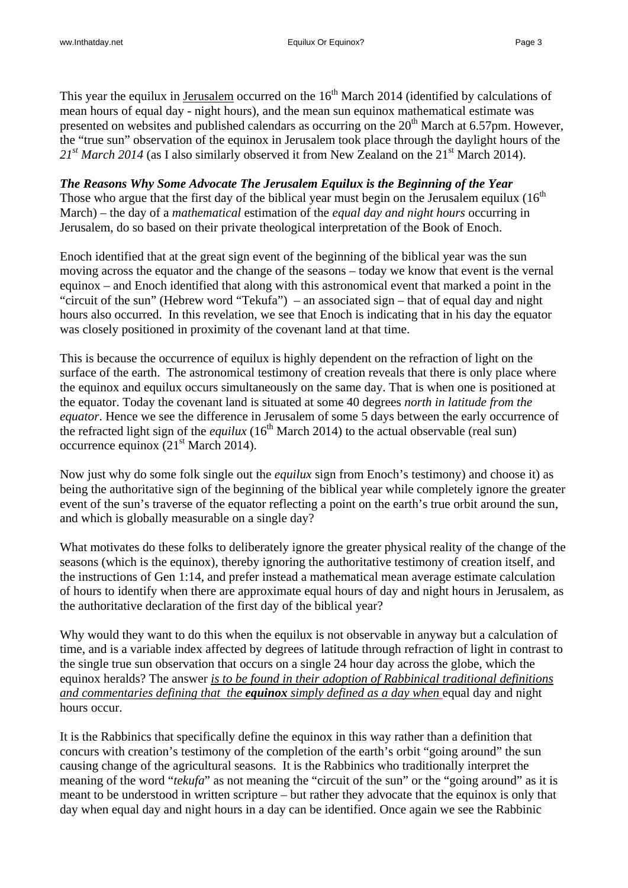This year the equilux in Jerusalem occurred on the 16th March 2014 (identified by calculations of mean hours of equal day - night hours), and the mean sun equinox mathematical estimate was presented on websites and published calendars as occurring on the 20th March at 6.57pm. However, the "true sun" observation of the equinox in Jerusalem took place through the daylight hours of the *21st March 2014* (as I also similarly observed it from New Zealand on the 21st March 2014).

***The Reasons Why Some Advocate The Jerusalem Equilux is the Beginning of the Year***

Those who argue that the first day of the biblical year must begin on the Jerusalem equilux (16th March) – the day of a *mathematical* estimation of the *equal day and night hours* occurring in Jerusalem, do so based on their private theological interpretation of the Book of Enoch.

Enoch identified that at the great sign event of the beginning of the biblical year was the sun moving across the equator and the change of the seasons – today we know that event is the vernal equinox – and Enoch identified that along with this astronomical event that marked a point in the "circuit of the sun" (Hebrew word "Tekufa") – an associated sign – that of equal day and night hours also occurred. In this revelation, we see that Enoch is indicating that in his day the equator was closely positioned in proximity of the covenant land at that time.

This is because the occurrence of equilux is highly dependent on the refraction of light on the surface of the earth. The astronomical testimony of creation reveals that there is only place where the equinox and equilux occurs simultaneously on the same day. That is when one is positioned at the equator. Today the covenant land is situated at some 40 degrees *north in latitude from the equator*. Hence we see the difference in Jerusalem of some 5 days between the early occurrence of the refracted light sign of the *equilux* (16th March 2014) to the actual observable (real sun) occurrence equinox (21st March 2014).

Now just why do some folk single out the *equilux* sign from Enoch's testimony) and choose it) as being the authoritative sign of the beginning of the biblical year while completely ignore the greater event of the sun's traverse of the equator reflecting a point on the earth's true orbit around the sun, and which is globally measurable on a single day?

What motivates do these folks to deliberately ignore the greater physical reality of the change of the seasons (which is the equinox), thereby ignoring the authoritative testimony of creation itself, and the instructions of Gen 1:14, and prefer instead a mathematical mean average estimate calculation of hours to identify when there are approximate equal hours of day and night hours in Jerusalem, as the authoritative declaration of the first day of the biblical year?

Why would they want to do this when the equilux is not observable in anyway but a calculation of time, and is a variable index affected by degrees of latitude through refraction of light in contrast to the single true sun observation that occurs on a single 24 hour day across the globe, which the equinox heralds? The answer *is to be found in their adoption of Rabbinical traditional definitions and commentaries defining that the **equinox** simply defined as a day when* equal day and night hours occur.

It is the Rabbinics that specifically define the equinox in this way rather than a definition that concurs with creation's testimony of the completion of the earth's orbit "going around" the sun causing change of the agricultural seasons. It is the Rabbinics who traditionally interpret the meaning of the word "*tekufa*" as not meaning the "circuit of the sun" or the "going around" as it is meant to be understood in written scripture – but rather they advocate that the equinox is only that day when equal day and night hours in a day can be identified. Once again we see the Rabbinic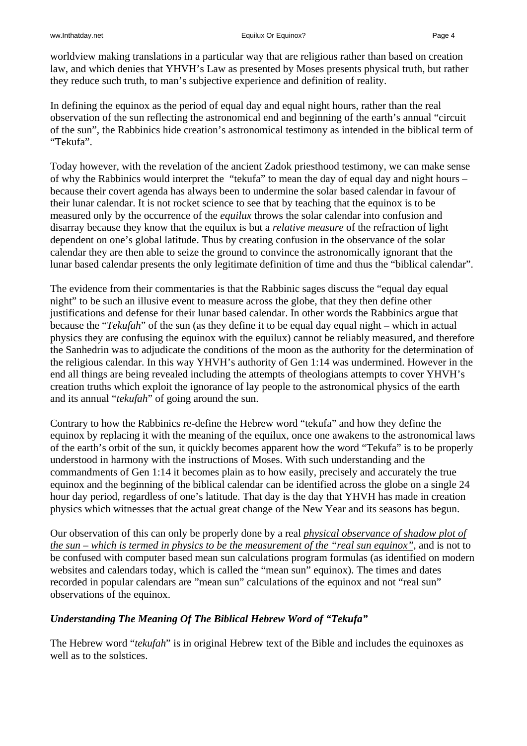worldview making translations in a particular way that are religious rather than based on creation law, and which denies that YHVH's Law as presented by Moses presents physical truth, but rather they reduce such truth, to man's subjective experience and definition of reality.

In defining the equinox as the period of equal day and equal night hours, rather than the real observation of the sun reflecting the astronomical end and beginning of the earth's annual "circuit of the sun", the Rabbinics hide creation's astronomical testimony as intended in the biblical term of "Tekufa".

Today however, with the revelation of the ancient Zadok priesthood testimony, we can make sense of why the Rabbinics would interpret the "tekufa" to mean the day of equal day and night hours – because their covert agenda has always been to undermine the solar based calendar in favour of their lunar calendar. It is not rocket science to see that by teaching that the equinox is to be measured only by the occurrence of the *equilux* throws the solar calendar into confusion and disarray because they know that the equilux is but a *relative measure* of the refraction of light dependent on one's global latitude. Thus by creating confusion in the observance of the solar calendar they are then able to seize the ground to convince the astronomically ignorant that the lunar based calendar presents the only legitimate definition of time and thus the "biblical calendar".

The evidence from their commentaries is that the Rabbinic sages discuss the "equal day equal night" to be such an illusive event to measure across the globe, that they then define other justifications and defense for their lunar based calendar. In other words the Rabbinics argue that because the "*Tekufah*" of the sun (as they define it to be equal day equal night – which in actual physics they are confusing the equinox with the equilux) cannot be reliably measured, and therefore the Sanhedrin was to adjudicate the conditions of the moon as the authority for the determination of the religious calendar. In this way YHVH's authority of Gen 1:14 was undermined. However in the end all things are being revealed including the attempts of theologians attempts to cover YHVH's creation truths which exploit the ignorance of lay people to the astronomical physics of the earth and its annual "*tekufah*" of going around the sun.

Contrary to how the Rabbinics re-define the Hebrew word "tekufa" and how they define the equinox by replacing it with the meaning of the equilux, once one awakens to the astronomical laws of the earth's orbit of the sun, it quickly becomes apparent how the word "Tekufa" is to be properly understood in harmony with the instructions of Moses. With such understanding and the commandments of Gen 1:14 it becomes plain as to how easily, precisely and accurately the true equinox and the beginning of the biblical calendar can be identified across the globe on a single 24 hour day period, regardless of one's latitude. That day is the day that YHVH has made in creation physics which witnesses that the actual great change of the New Year and its seasons has begun.

Our observation of this can only be properly done by a real *physical observance of shadow plot of the sun – which is termed in physics to be the measurement of the "real sun equinox"*, and is not to be confused with computer based mean sun calculations program formulas (as identified on modern websites and calendars today, which is called the "mean sun" equinox). The times and dates recorded in popular calendars are "mean sun" calculations of the equinox and not "real sun" observations of the equinox.

### *Understanding The Meaning Of The Biblical Hebrew Word of "Tekufa"*

The Hebrew word "*tekufah*" is in original Hebrew text of the Bible and includes the equinoxes as well as to the solstices.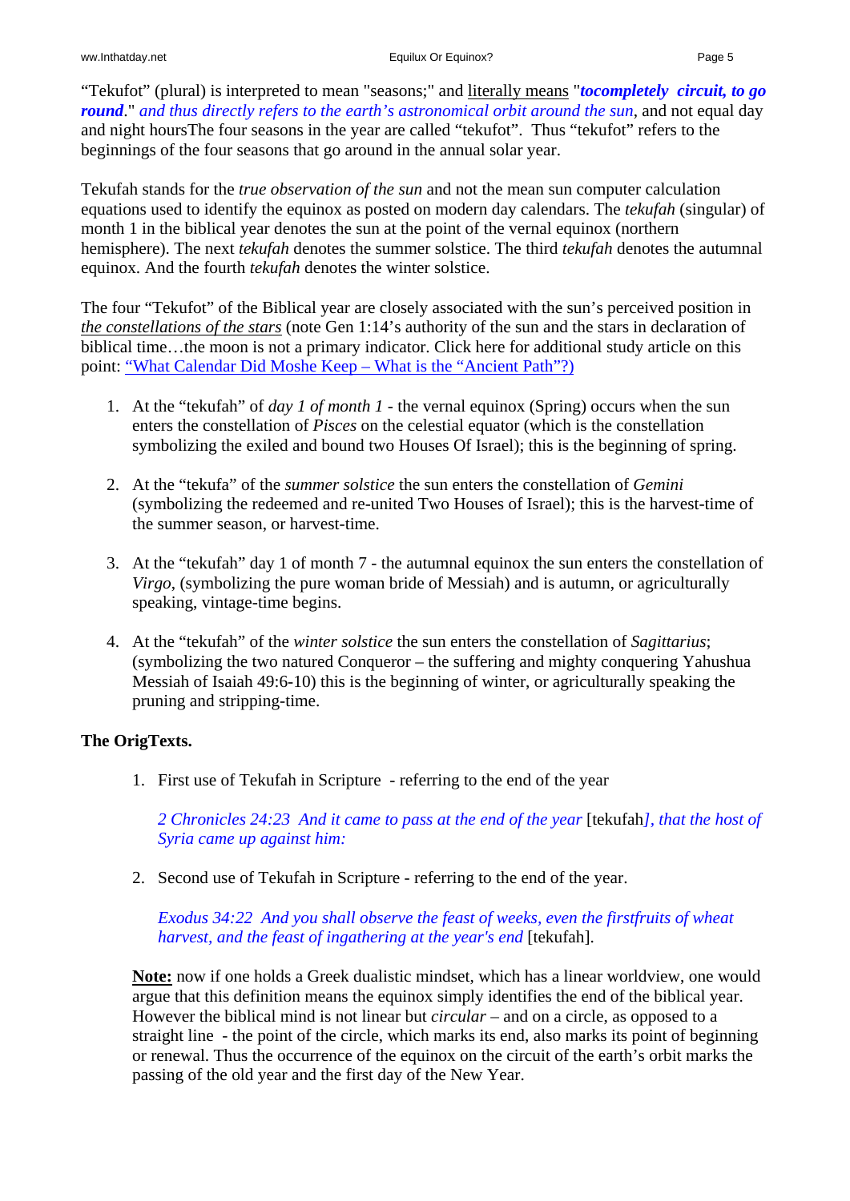"Tekufot" (plural) is interpreted to mean "seasons;" and literally means "***tocompletely circuit, to go round***." *and thus directly refers to the earth's astronomical orbit around the sun*, and not equal day and night hoursThe four seasons in the year are called "tekufot". Thus "tekufot" refers to the beginnings of the four seasons that go around in the annual solar year.

Tekufah stands for the *true observation of the sun* and not the mean sun computer calculation equations used to identify the equinox as posted on modern day calendars. The *tekufah* (singular) of month 1 in the biblical year denotes the sun at the point of the vernal equinox (northern hemisphere). The next *tekufah* denotes the summer solstice. The third *tekufah* denotes the autumnal equinox. And the fourth *tekufah* denotes the winter solstice.

The four "Tekufot" of the Biblical year are closely associated with the sun's perceived position in the constellations of the stars (note Gen 1:14's authority of the sun and the stars in declaration of biblical time…the moon is not a primary indicator. Click here for additional study article on this point: "What Calendar Did Moshe Keep – What is the "Ancient Path"?)

1. At the "tekufah" of *day 1 of month 1* - the vernal equinox (Spring) occurs when the sun enters the constellation of *Pisces* on the celestial equator (which is the constellation symbolizing the exiled and bound two Houses Of Israel); this is the beginning of spring.

2. At the "tekufa" of the *summer solstice* the sun enters the constellation of *Gemini* (symbolizing the redeemed and re-united Two Houses of Israel); this is the harvest-time of the summer season, or harvest-time.

3. At the "tekufah" day 1 of month 7 - the autumnal equinox the sun enters the constellation of *Virgo*, (symbolizing the pure woman bride of Messiah) and is autumn, or agriculturally speaking, vintage-time begins.

4. At the "tekufah" of the *winter solstice* the sun enters the constellation of *Sagittarius*; (symbolizing the two natured Conqueror – the suffering and mighty conquering Yahushua Messiah of Isaiah 49:6-10) this is the beginning of winter, or agriculturally speaking the pruning and stripping-time.

**The OrigTexts.**

1. First use of Tekufah in Scripture - referring to the end of the year

   *2 Chronicles 24:23 And it came to pass at the end of the year* [tekufah]*, that the host of Syria came up against him:*

2. Second use of Tekufah in Scripture - referring to the end of the year.

   *Exodus 34:22 And you shall observe the feast of weeks, even the firstfruits of wheat harvest, and the feast of ingathering at the year's end* [tekufah].

   **Note:** now if one holds a Greek dualistic mindset, which has a linear worldview, one would argue that this definition means the equinox simply identifies the end of the biblical year. However the biblical mind is not linear but *circular* – and on a circle, as opposed to a straight line - the point of the circle, which marks its end, also marks its point of beginning or renewal. Thus the occurrence of the equinox on the circuit of the earth's orbit marks the passing of the old year and the first day of the New Year.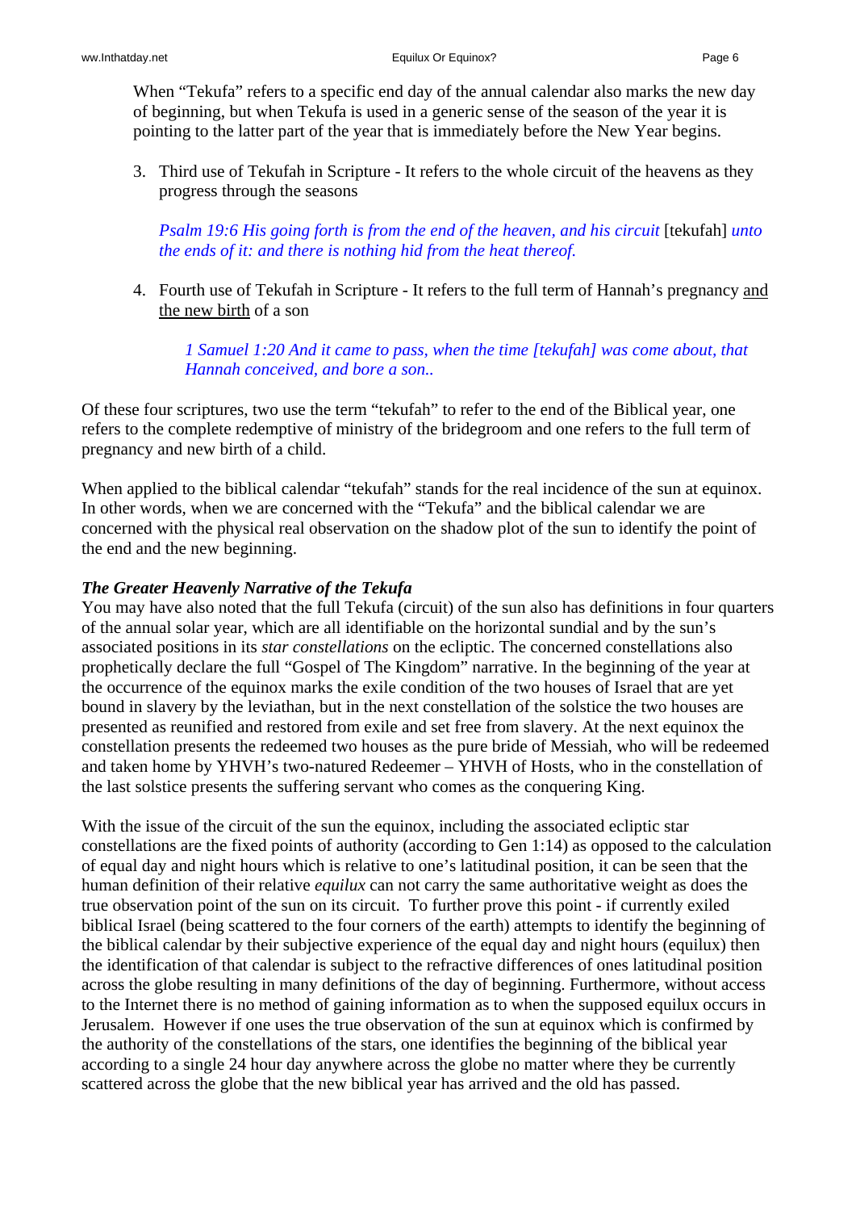When "Tekufa" refers to a specific end day of the annual calendar also marks the new day of beginning, but when Tekufa is used in a generic sense of the season of the year it is pointing to the latter part of the year that is immediately before the New Year begins.

3. Third use of Tekufah in Scripture - It refers to the whole circuit of the heavens as they progress through the seasons

   *Psalm 19:6 His going forth is from the end of the heaven, and his circuit* [tekufah] *unto the ends of it: and there is nothing hid from the heat thereof.*

4. Fourth use of Tekufah in Scripture - It refers to the full term of Hannah's pregnancy <u>and the new birth</u> of a son

   *1 Samuel 1:20 And it came to pass, when the time [tekufah] was come about, that Hannah conceived, and bore a son..*

Of these four scriptures, two use the term "tekufah" to refer to the end of the Biblical year, one refers to the complete redemptive of ministry of the bridegroom and one refers to the full term of pregnancy and new birth of a child.

When applied to the biblical calendar "tekufah" stands for the real incidence of the sun at equinox. In other words, when we are concerned with the "Tekufa" and the biblical calendar we are concerned with the physical real observation on the shadow plot of the sun to identify the point of the end and the new beginning.

***The Greater Heavenly Narrative of the Tekufa***

You may have also noted that the full Tekufa (circuit) of the sun also has definitions in four quarters of the annual solar year, which are all identifiable on the horizontal sundial and by the sun's associated positions in its *star constellations* on the ecliptic. The concerned constellations also prophetically declare the full "Gospel of The Kingdom" narrative. In the beginning of the year at the occurrence of the equinox marks the exile condition of the two houses of Israel that are yet bound in slavery by the leviathan, but in the next constellation of the solstice the two houses are presented as reunified and restored from exile and set free from slavery. At the next equinox the constellation presents the redeemed two houses as the pure bride of Messiah, who will be redeemed and taken home by YHVH's two-natured Redeemer – YHVH of Hosts, who in the constellation of the last solstice presents the suffering servant who comes as the conquering King.

With the issue of the circuit of the sun the equinox, including the associated ecliptic star constellations are the fixed points of authority (according to Gen 1:14) as opposed to the calculation of equal day and night hours which is relative to one's latitudinal position, it can be seen that the human definition of their relative *equilux* can not carry the same authoritative weight as does the true observation point of the sun on its circuit. To further prove this point - if currently exiled biblical Israel (being scattered to the four corners of the earth) attempts to identify the beginning of the biblical calendar by their subjective experience of the equal day and night hours (equilux) then the identification of that calendar is subject to the refractive differences of ones latitudinal position across the globe resulting in many definitions of the day of beginning. Furthermore, without access to the Internet there is no method of gaining information as to when the supposed equilux occurs in Jerusalem. However if one uses the true observation of the sun at equinox which is confirmed by the authority of the constellations of the stars, one identifies the beginning of the biblical year according to a single 24 hour day anywhere across the globe no matter where they be currently scattered across the globe that the new biblical year has arrived and the old has passed.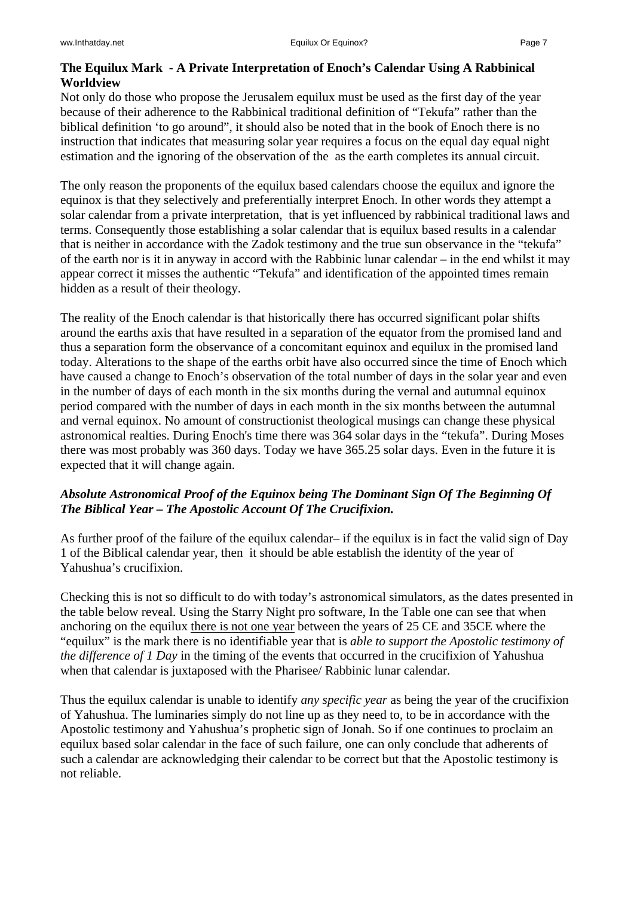**The Equilux Mark - A Private Interpretation of Enoch's Calendar Using A Rabbinical Worldview**

Not only do those who propose the Jerusalem equilux must be used as the first day of the year because of their adherence to the Rabbinical traditional definition of "Tekufa" rather than the biblical definition 'to go around", it should also be noted that in the book of Enoch there is no instruction that indicates that measuring solar year requires a focus on the equal day equal night estimation and the ignoring of the observation of the as the earth completes its annual circuit.

The only reason the proponents of the equilux based calendars choose the equilux and ignore the equinox is that they selectively and preferentially interpret Enoch. In other words they attempt a solar calendar from a private interpretation, that is yet influenced by rabbinical traditional laws and terms. Consequently those establishing a solar calendar that is equilux based results in a calendar that is neither in accordance with the Zadok testimony and the true sun observance in the "tekufa" of the earth nor is it in anyway in accord with the Rabbinic lunar calendar – in the end whilst it may appear correct it misses the authentic "Tekufa" and identification of the appointed times remain hidden as a result of their theology.

The reality of the Enoch calendar is that historically there has occurred significant polar shifts around the earths axis that have resulted in a separation of the equator from the promised land and thus a separation form the observance of a concomitant equinox and equilux in the promised land today. Alterations to the shape of the earths orbit have also occurred since the time of Enoch which have caused a change to Enoch's observation of the total number of days in the solar year and even in the number of days of each month in the six months during the vernal and autumnal equinox period compared with the number of days in each month in the six months between the autumnal and vernal equinox. No amount of constructionist theological musings can change these physical astronomical realties. During Enoch's time there was 364 solar days in the "tekufa". During Moses there most probably was 360 days. Today we have 365.25 solar days. Even in the future it is expected that it will change again.

***Absolute Astronomical Proof of the Equinox being The Dominant Sign Of The Beginning Of The Biblical Year – The Apostolic Account Of The Crucifixion.***

As further proof of the failure of the equilux calendar– if the equilux is in fact the valid sign of Day 1 of the Biblical calendar year, then it should be able establish the identity of the year of Yahushua's crucifixion.

Checking this is not so difficult to do with today's astronomical simulators, as the dates presented in the table below reveal. Using the Starry Night pro software, In the Table one can see that when anchoring on the equilux there is not one year between the years of 25 CE and 35CE where the "equilux" is the mark there is no identifiable year that is *able to support the Apostolic testimony of the difference of 1 Day* in the timing of the events that occurred in the crucifixion of Yahushua when that calendar is juxtaposed with the Pharisee/ Rabbinic lunar calendar.

Thus the equilux calendar is unable to identify *any specific year* as being the year of the crucifixion of Yahushua. The luminaries simply do not line up as they need to, to be in accordance with the Apostolic testimony and Yahushua's prophetic sign of Jonah. So if one continues to proclaim an equilux based solar calendar in the face of such failure, one can only conclude that adherents of such a calendar are acknowledging their calendar to be correct but that the Apostolic testimony is not reliable.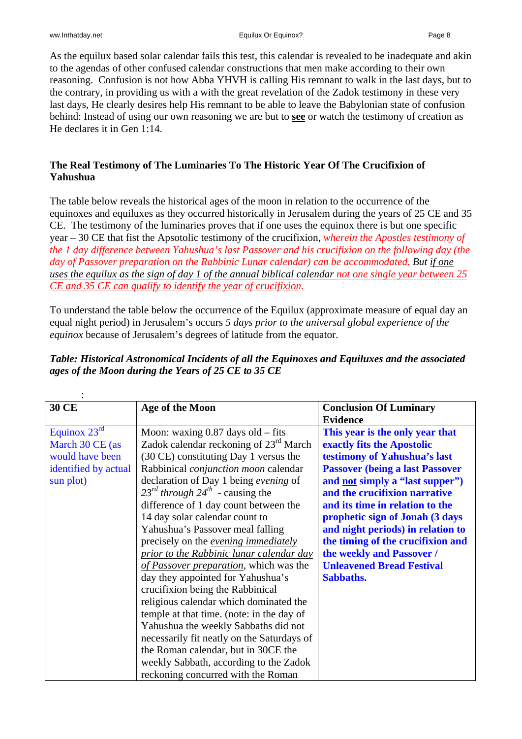As the equilux based solar calendar fails this test, this calendar is revealed to be inadequate and akin to the agendas of other confused calendar constructions that men make according to their own reasoning. Confusion is not how Abba YHVH is calling His remnant to walk in the last days, but to the contrary, in providing us with a with the great revelation of the Zadok testimony in these very last days, He clearly desires help His remnant to be able to leave the Babylonian state of confusion behind: Instead of using our own reasoning we are but to **see** or watch the testimony of creation as He declares it in Gen 1:14.

### The Real Testimony of The Luminaries To The Historic Year Of The Crucifixion of Yahushua

The table below reveals the historical ages of the moon in relation to the occurrence of the equinoxes and equiluxes as they occurred historically in Jerusalem during the years of 25 CE and 35 CE. The testimony of the luminaries proves that if one uses the equinox there is but one specific year – 30 CE that fist the Apostolic testimony of the crucifixion, *wherein the Apostles testimony of the 1 day difference between Yahushua's last Passover and his crucifixion on the following day (the day of Passover preparation on the Rabbinic Lunar calendar) can be accommodated.* *But if one uses the equilux as the sign of day 1 of the annual biblical calendar* not one single year between 25 CE and 35 CE can qualify to identify the year of crucifixion.

To understand the table below the occurrence of the Equilux (approximate measure of equal day an equal night period) in Jerusalem's occurs *5 days prior to the universal global experience of the equinox* because of Jerusalem's degrees of latitude from the equator.

***Table: Historical Astronomical Incidents of all the Equinoxes and Equiluxes and the associated ages of the Moon during the Years of 25 CE to 35 CE***

:

| 30 CE | Age of the Moon | Conclusion Of Luminary Evidence |
|---|---|---|
| Equinox 23rd March 30 CE (as would have been identified by actual sun plot) | Moon: waxing 0.87 days old – fits Zadok calendar reckoning of 23rd March (30 CE) constituting Day 1 versus the Rabbinical *conjunction moon* calendar declaration of Day 1 being *evening* of *23rd through 24th* - causing the difference of 1 day count between the 14 day solar calendar count to Yahushua's Passover meal falling precisely on the *evening immediately prior to the Rabbinic lunar calendar day of Passover preparation*, which was the day they appointed for Yahushua's crucifixion being the Rabbinical religious calendar which dominated the temple at that time. (note: in the day of Yahushua the weekly Sabbaths did not necessarily fit neatly on the Saturdays of the Roman calendar, but in 30CE the weekly Sabbath, according to the Zadok reckoning concurred with the Roman | **This year is the only year that exactly fits the Apostolic testimony of Yahushua's last Passover (being a last Passover and not simply a "last supper") and the crucifixion narrative and its time in relation to the prophetic sign of Jonah (3 days and night periods) in relation to the timing of the crucifixion and the weekly and Passover / Unleavened Bread Festival Sabbaths.** |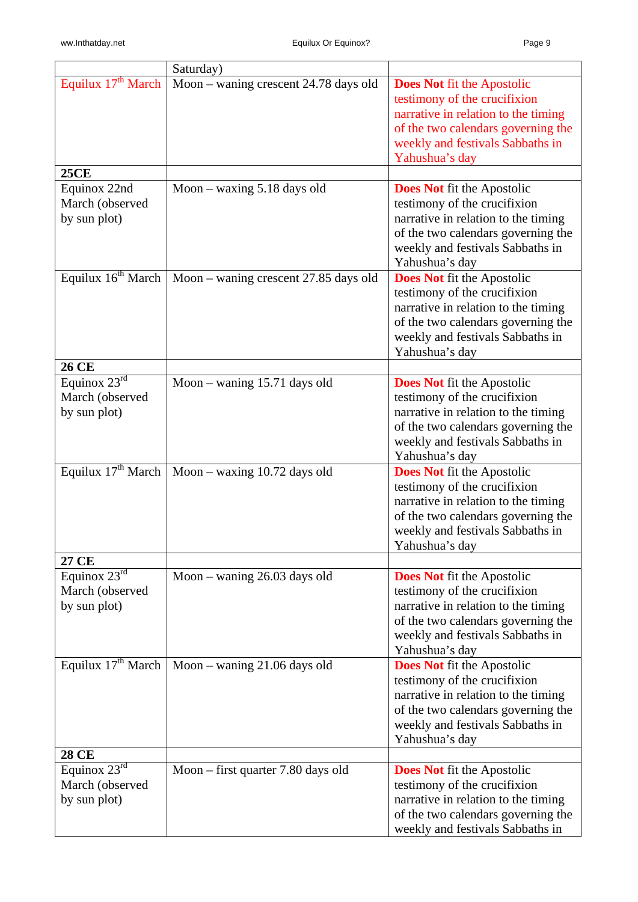| | Saturday) | |
|---|---|---|
| Equilux 17th March | Moon – waning crescent 24.78 days old | **Does Not** fit the Apostolic testimony of the crucifixion narrative in relation to the timing of the two calendars governing the weekly and festivals Sabbaths in Yahushua's day |
| **25CE** | | |
| Equinox 22nd March (observed by sun plot) | Moon – waxing 5.18 days old | **Does Not** fit the Apostolic testimony of the crucifixion narrative in relation to the timing of the two calendars governing the weekly and festivals Sabbaths in Yahushua's day |
| Equilux 16th March | Moon – waning crescent 27.85 days old | **Does Not** fit the Apostolic testimony of the crucifixion narrative in relation to the timing of the two calendars governing the weekly and festivals Sabbaths in Yahushua's day |
| **26 CE** | | |
| Equinox 23rd March (observed by sun plot) | Moon – waning 15.71 days old | **Does Not** fit the Apostolic testimony of the crucifixion narrative in relation to the timing of the two calendars governing the weekly and festivals Sabbaths in Yahushua's day |
| Equilux 17th March | Moon – waxing 10.72 days old | **Does Not** fit the Apostolic testimony of the crucifixion narrative in relation to the timing of the two calendars governing the weekly and festivals Sabbaths in Yahushua's day |
| **27 CE** | | |
| Equinox 23rd March (observed by sun plot) | Moon – waning 26.03 days old | **Does Not** fit the Apostolic testimony of the crucifixion narrative in relation to the timing of the two calendars governing the weekly and festivals Sabbaths in Yahushua's day |
| Equilux 17th March | Moon – waning 21.06 days old | **Does Not** fit the Apostolic testimony of the crucifixion narrative in relation to the timing of the two calendars governing the weekly and festivals Sabbaths in Yahushua's day |
| **28 CE** | | |
| Equinox 23rd March (observed by sun plot) | Moon – first quarter 7.80 days old | **Does Not** fit the Apostolic testimony of the crucifixion narrative in relation to the timing of the two calendars governing the weekly and festivals Sabbaths in |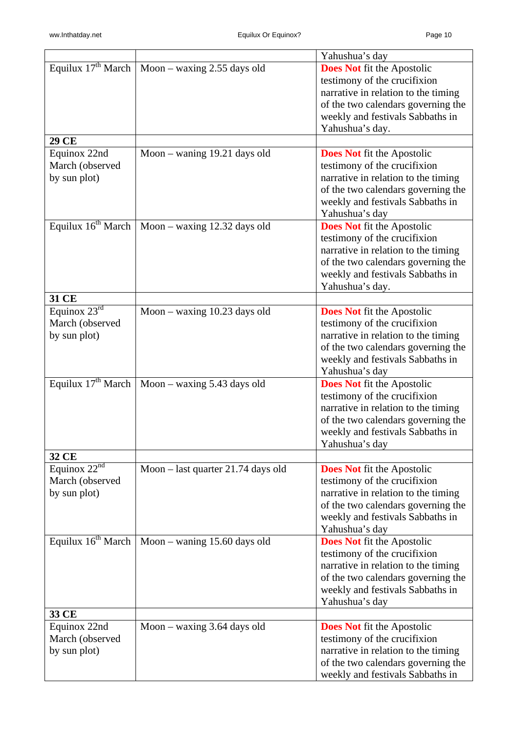| | | |
|---|---|---|
| | | Yahushua's day |
| Equilux 17th March | Moon – waxing 2.55 days old | **Does Not** fit the Apostolic testimony of the crucifixion narrative in relation to the timing of the two calendars governing the weekly and festivals Sabbaths in Yahushua's day. |
| **29 CE** | | |
| Equinox 22nd March (observed by sun plot) | Moon – waning 19.21 days old | **Does Not** fit the Apostolic testimony of the crucifixion narrative in relation to the timing of the two calendars governing the weekly and festivals Sabbaths in Yahushua's day |
| Equilux 16th March | Moon – waxing 12.32 days old | **Does Not** fit the Apostolic testimony of the crucifixion narrative in relation to the timing of the two calendars governing the weekly and festivals Sabbaths in Yahushua's day. |
| **31 CE** | | |
| Equinox 23rd March (observed by sun plot) | Moon – waxing 10.23 days old | **Does Not** fit the Apostolic testimony of the crucifixion narrative in relation to the timing of the two calendars governing the weekly and festivals Sabbaths in Yahushua's day |
| Equilux 17th March | Moon – waxing 5.43 days old | **Does Not** fit the Apostolic testimony of the crucifixion narrative in relation to the timing of the two calendars governing the weekly and festivals Sabbaths in Yahushua's day |
| **32 CE** | | |
| Equinox 22nd March (observed by sun plot) | Moon – last quarter 21.74 days old | **Does Not** fit the Apostolic testimony of the crucifixion narrative in relation to the timing of the two calendars governing the weekly and festivals Sabbaths in Yahushua's day |
| Equilux 16th March | Moon – waning 15.60 days old | **Does Not** fit the Apostolic testimony of the crucifixion narrative in relation to the timing of the two calendars governing the weekly and festivals Sabbaths in Yahushua's day |
| **33 CE** | | |
| Equinox 22nd March (observed by sun plot) | Moon – waxing 3.64 days old | **Does Not** fit the Apostolic testimony of the crucifixion narrative in relation to the timing of the two calendars governing the weekly and festivals Sabbaths in |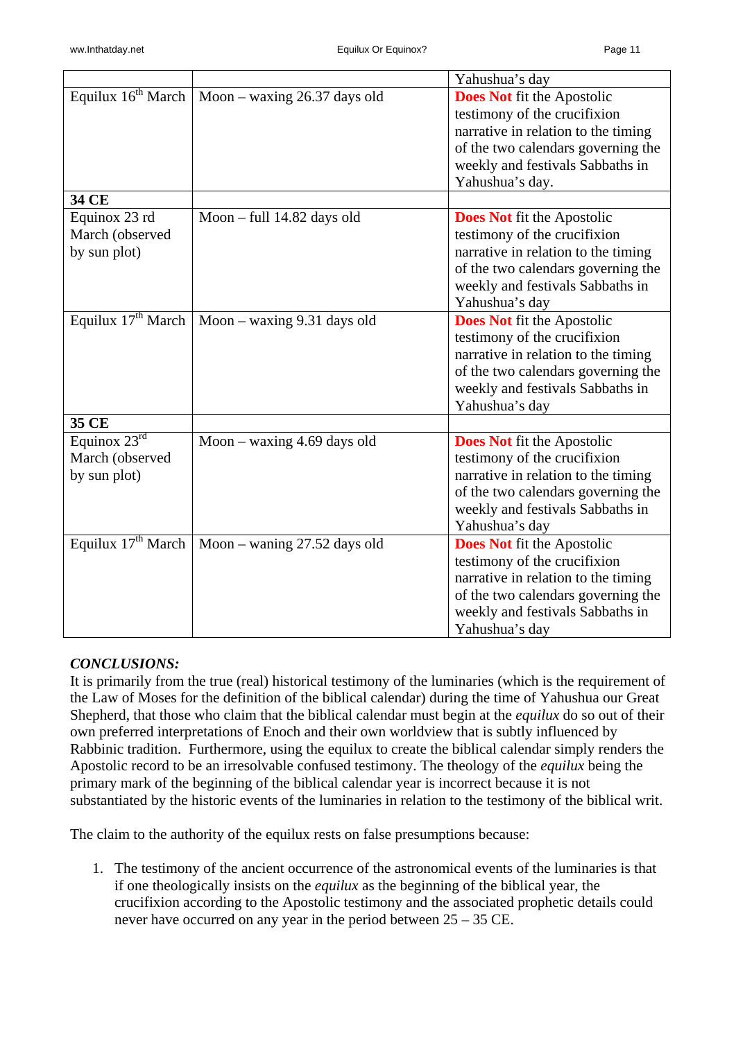| | | Yahushua's day |
|---|---|---|
| Equilux 16th March | Moon – waxing 26.37 days old | **Does Not** fit the Apostolic testimony of the crucifixion narrative in relation to the timing of the two calendars governing the weekly and festivals Sabbaths in Yahushua's day. |
| **34 CE** | | |
| Equinox 23 rd March (observed by sun plot) | Moon – full 14.82 days old | **Does Not** fit the Apostolic testimony of the crucifixion narrative in relation to the timing of the two calendars governing the weekly and festivals Sabbaths in Yahushua's day |
| Equilux 17th March | Moon – waxing 9.31 days old | **Does Not** fit the Apostolic testimony of the crucifixion narrative in relation to the timing of the two calendars governing the weekly and festivals Sabbaths in Yahushua's day |
| **35 CE** | | |
| Equinox 23rd March (observed by sun plot) | Moon – waxing 4.69 days old | **Does Not** fit the Apostolic testimony of the crucifixion narrative in relation to the timing of the two calendars governing the weekly and festivals Sabbaths in Yahushua's day |
| Equilux 17th March | Moon – waning 27.52 days old | **Does Not** fit the Apostolic testimony of the crucifixion narrative in relation to the timing of the two calendars governing the weekly and festivals Sabbaths in Yahushua's day |

***CONCLUSIONS:***

It is primarily from the true (real) historical testimony of the luminaries (which is the requirement of the Law of Moses for the definition of the biblical calendar) during the time of Yahushua our Great Shepherd, that those who claim that the biblical calendar must begin at the *equilux* do so out of their own preferred interpretations of Enoch and their own worldview that is subtly influenced by Rabbinic tradition. Furthermore, using the equilux to create the biblical calendar simply renders the Apostolic record to be an irresolvable confused testimony. The theology of the *equilux* being the primary mark of the beginning of the biblical calendar year is incorrect because it is not substantiated by the historic events of the luminaries in relation to the testimony of the biblical writ.

The claim to the authority of the equilux rests on false presumptions because:

1. The testimony of the ancient occurrence of the astronomical events of the luminaries is that if one theologically insists on the *equilux* as the beginning of the biblical year, the crucifixion according to the Apostolic testimony and the associated prophetic details could never have occurred on any year in the period between 25 – 35 CE.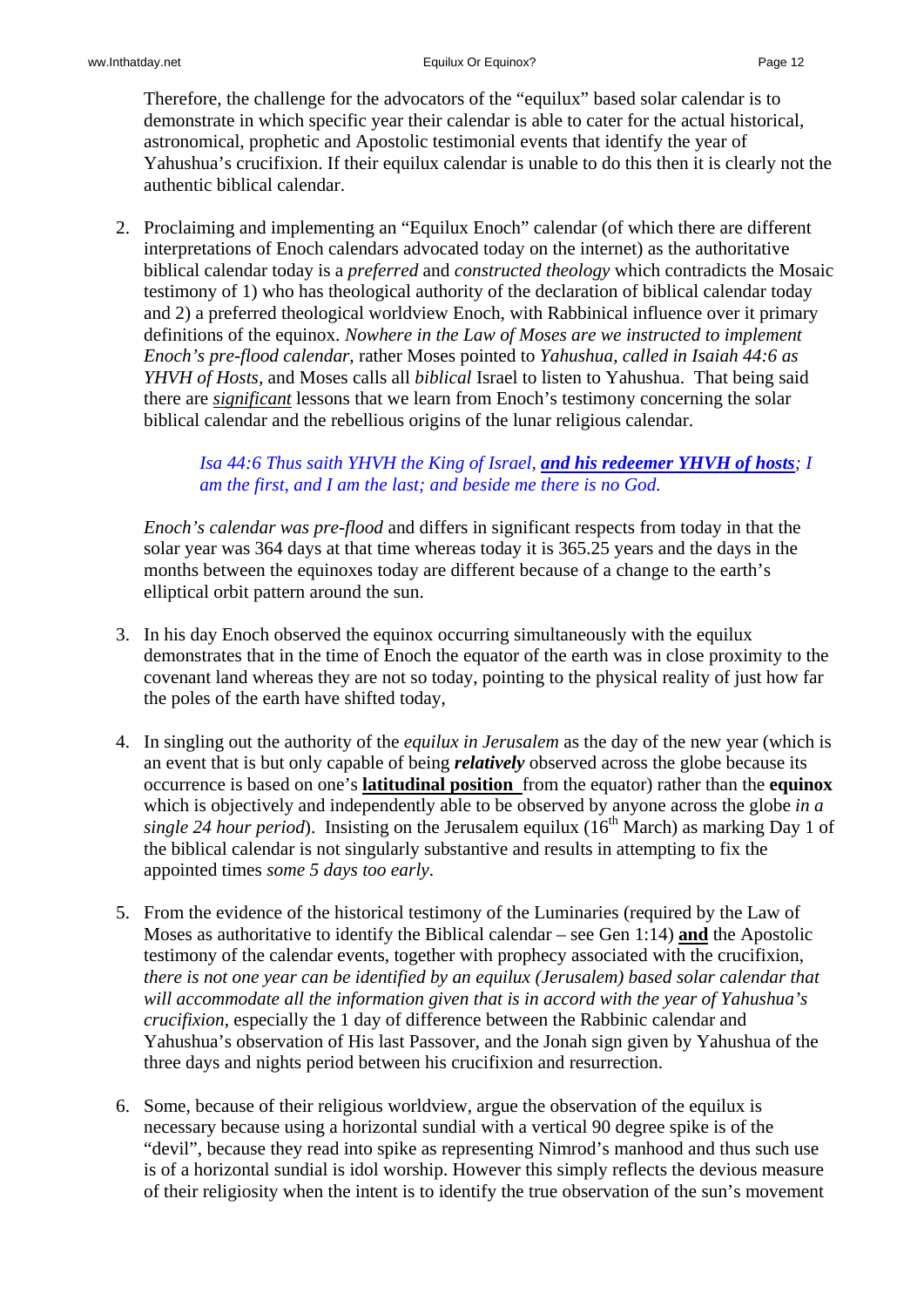Therefore, the challenge for the advocators of the "equilux" based solar calendar is to demonstrate in which specific year their calendar is able to cater for the actual historical, astronomical, prophetic and Apostolic testimonial events that identify the year of Yahushua's crucifixion. If their equilux calendar is unable to do this then it is clearly not the authentic biblical calendar.

2. Proclaiming and implementing an "Equilux Enoch" calendar (of which there are different interpretations of Enoch calendars advocated today on the internet) as the authoritative biblical calendar today is a *preferred* and *constructed theology* which contradicts the Mosaic testimony of 1) who has theological authority of the declaration of biblical calendar today and 2) a preferred theological worldview Enoch, with Rabbinical influence over it primary definitions of the equinox. *Nowhere in the Law of Moses are we instructed to implement Enoch's pre-flood calendar*, rather Moses pointed to *Yahushua, called in Isaiah 44:6 as YHVH of Hosts*, and Moses calls all *biblical* Israel to listen to Yahushua. That being said there are ***significant*** lessons that we learn from Enoch's testimony concerning the solar biblical calendar and the rebellious origins of the lunar religious calendar.

   > *Isa 44:6 Thus saith YHVH the King of Israel, **and his redeemer YHVH of hosts**; I am the first, and I am the last; and beside me there is no God.*

   *Enoch's calendar was pre-flood* and differs in significant respects from today in that the solar year was 364 days at that time whereas today it is 365.25 years and the days in the months between the equinoxes today are different because of a change to the earth's elliptical orbit pattern around the sun.

3. In his day Enoch observed the equinox occurring simultaneously with the equilux demonstrates that in the time of Enoch the equator of the earth was in close proximity to the covenant land whereas they are not so today, pointing to the physical reality of just how far the poles of the earth have shifted today,

4. In singling out the authority of the *equilux in Jerusalem* as the day of the new year (which is an event that is but only capable of being ***relatively*** observed across the globe because its occurrence is based on one's **latitudinal position** from the equator) rather than the **equinox** which is objectively and independently able to be observed by anyone across the globe *in a single 24 hour period*). Insisting on the Jerusalem equilux (16th March) as marking Day 1 of the biblical calendar is not singularly substantive and results in attempting to fix the appointed times *some 5 days too early*.

5. From the evidence of the historical testimony of the Luminaries (required by the Law of Moses as authoritative to identify the Biblical calendar – see Gen 1:14) **and** the Apostolic testimony of the calendar events, together with prophecy associated with the crucifixion, *there is not one year can be identified by an equilux (Jerusalem) based solar calendar that will accommodate all the information given that is in accord with the year of Yahushua's crucifixion*, especially the 1 day of difference between the Rabbinic calendar and Yahushua's observation of His last Passover, and the Jonah sign given by Yahushua of the three days and nights period between his crucifixion and resurrection.

6. Some, because of their religious worldview, argue the observation of the equilux is necessary because using a horizontal sundial with a vertical 90 degree spike is of the "devil", because they read into spike as representing Nimrod's manhood and thus such use is of a horizontal sundial is idol worship. However this simply reflects the devious measure of their religiosity when the intent is to identify the true observation of the sun's movement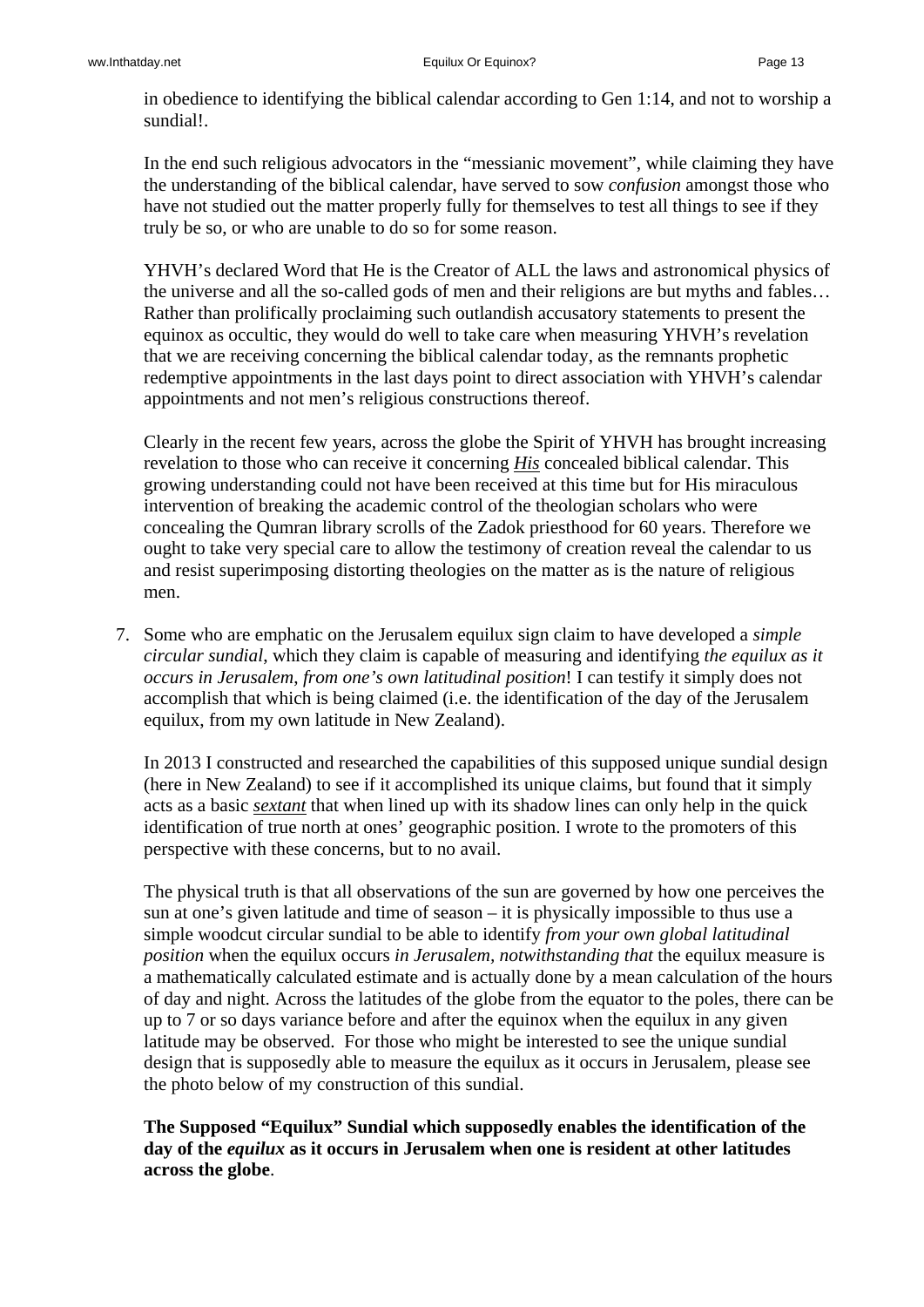in obedience to identifying the biblical calendar according to Gen 1:14, and not to worship a sundial!.

In the end such religious advocators in the "messianic movement", while claiming they have the understanding of the biblical calendar, have served to sow *confusion* amongst those who have not studied out the matter properly fully for themselves to test all things to see if they truly be so, or who are unable to do so for some reason.

YHVH's declared Word that He is the Creator of ALL the laws and astronomical physics of the universe and all the so-called gods of men and their religions are but myths and fables… Rather than prolifically proclaiming such outlandish accusatory statements to present the equinox as occultic, they would do well to take care when measuring YHVH's revelation that we are receiving concerning the biblical calendar today, as the remnants prophetic redemptive appointments in the last days point to direct association with YHVH's calendar appointments and not men's religious constructions thereof.

Clearly in the recent few years, across the globe the Spirit of YHVH has brought increasing revelation to those who can receive it concerning ***<u>His</u>*** concealed biblical calendar. This growing understanding could not have been received at this time but for His miraculous intervention of breaking the academic control of the theologian scholars who were concealing the Qumran library scrolls of the Zadok priesthood for 60 years. Therefore we ought to take very special care to allow the testimony of creation reveal the calendar to us and resist superimposing distorting theologies on the matter as is the nature of religious men.

7. Some who are emphatic on the Jerusalem equilux sign claim to have developed a *simple circular sundial*, which they claim is capable of measuring and identifying *the equilux as it occurs in Jerusalem, from one's own latitudinal position*! I can testify it simply does not accomplish that which is being claimed (i.e. the identification of the day of the Jerusalem equilux, from my own latitude in New Zealand).

   In 2013 I constructed and researched the capabilities of this supposed unique sundial design (here in New Zealand) to see if it accomplished its unique claims, but found that it simply acts as a basic *<u>sextant</u>* that when lined up with its shadow lines can only help in the quick identification of true north at ones' geographic position. I wrote to the promoters of this perspective with these concerns, but to no avail.

   The physical truth is that all observations of the sun are governed by how one perceives the sun at one's given latitude and time of season – it is physically impossible to thus use a simple woodcut circular sundial to be able to identify *from your own global latitudinal position* when the equilux occurs *in Jerusalem, notwithstanding that* the equilux measure is a mathematically calculated estimate and is actually done by a mean calculation of the hours of day and night. Across the latitudes of the globe from the equator to the poles, there can be up to 7 or so days variance before and after the equinox when the equilux in any given latitude may be observed. For those who might be interested to see the unique sundial design that is supposedly able to measure the equilux as it occurs in Jerusalem, please see the photo below of my construction of this sundial.

   **The Supposed "Equilux" Sundial which supposedly enables the identification of the day of the *equilux* as it occurs in Jerusalem when one is resident at other latitudes across the globe**.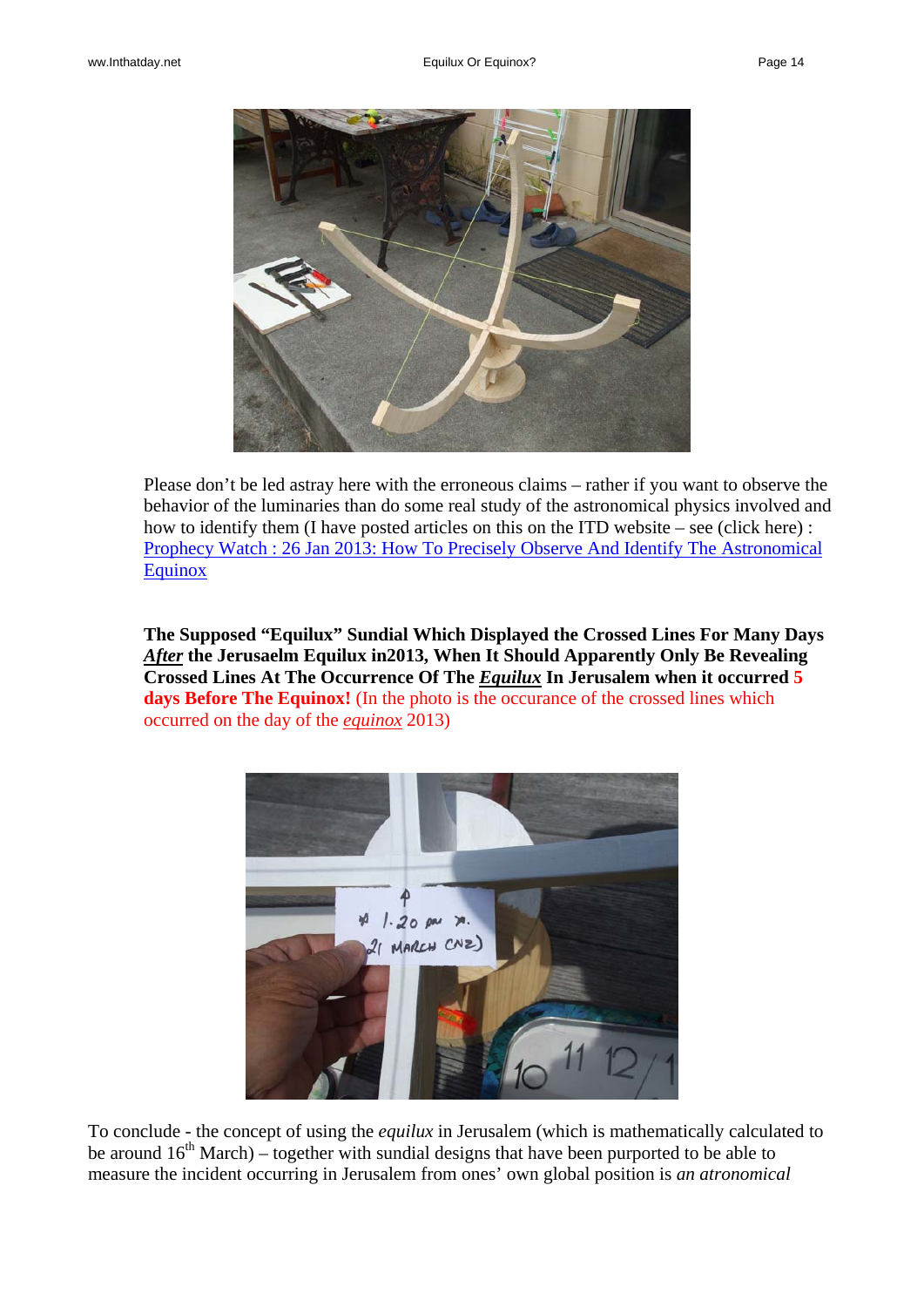Please don't be led astray here with the erroneous claims – rather if you want to observe the behavior of the luminaries than do some real study of the astronomical physics involved and how to identify them (I have posted articles on this on the ITD website – see (click here) : [Prophecy Watch : 26 Jan 2013: How To Precisely Observe And Identify The Astronomical Equinox]()

**The Supposed "Equilux" Sundial Which Displayed the Crossed Lines For Many Days *After* the Jerusaelm Equilux in2013, When It Should Apparently Only Be Revealing Crossed Lines At The Occurrence Of The *Equilux* In Jerusalem when it occurred 5 days Before The Equinox!** (In the photo is the occurance of the crossed lines which occurred on the day of the *equinox* 2013)

To conclude - the concept of using the *equilux* in Jerusalem (which is mathematically calculated to be around 16th March) – together with sundial designs that have been purported to be able to measure the incident occurring in Jerusalem from ones' own global position is *an atronomical*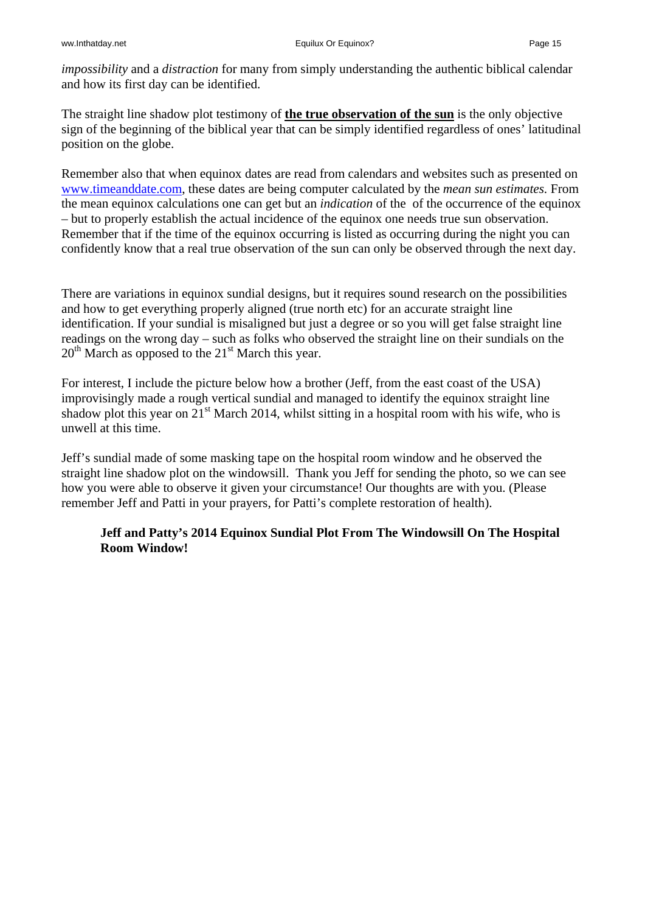*impossibility* and a *distraction* for many from simply understanding the authentic biblical calendar and how its first day can be identified.

The straight line shadow plot testimony of **the true observation of the sun** is the only objective sign of the beginning of the biblical year that can be simply identified regardless of ones' latitudinal position on the globe.

Remember also that when equinox dates are read from calendars and websites such as presented on www.timeanddate.com, these dates are being computer calculated by the *mean sun estimates.* From the mean equinox calculations one can get but an *indication* of the of the occurrence of the equinox – but to properly establish the actual incidence of the equinox one needs true sun observation. Remember that if the time of the equinox occurring is listed as occurring during the night you can confidently know that a real true observation of the sun can only be observed through the next day.

There are variations in equinox sundial designs, but it requires sound research on the possibilities and how to get everything properly aligned (true north etc) for an accurate straight line identification. If your sundial is misaligned but just a degree or so you will get false straight line readings on the wrong day – such as folks who observed the straight line on their sundials on the 20th March as opposed to the 21st March this year.

For interest, I include the picture below how a brother (Jeff, from the east coast of the USA) improvisingly made a rough vertical sundial and managed to identify the equinox straight line shadow plot this year on 21st March 2014, whilst sitting in a hospital room with his wife, who is unwell at this time.

Jeff's sundial made of some masking tape on the hospital room window and he observed the straight line shadow plot on the windowsill. Thank you Jeff for sending the photo, so we can see how you were able to observe it given your circumstance! Our thoughts are with you. (Please remember Jeff and Patti in your prayers, for Patti's complete restoration of health).

**Jeff and Patty's 2014 Equinox Sundial Plot From The Windowsill On The Hospital Room Window!**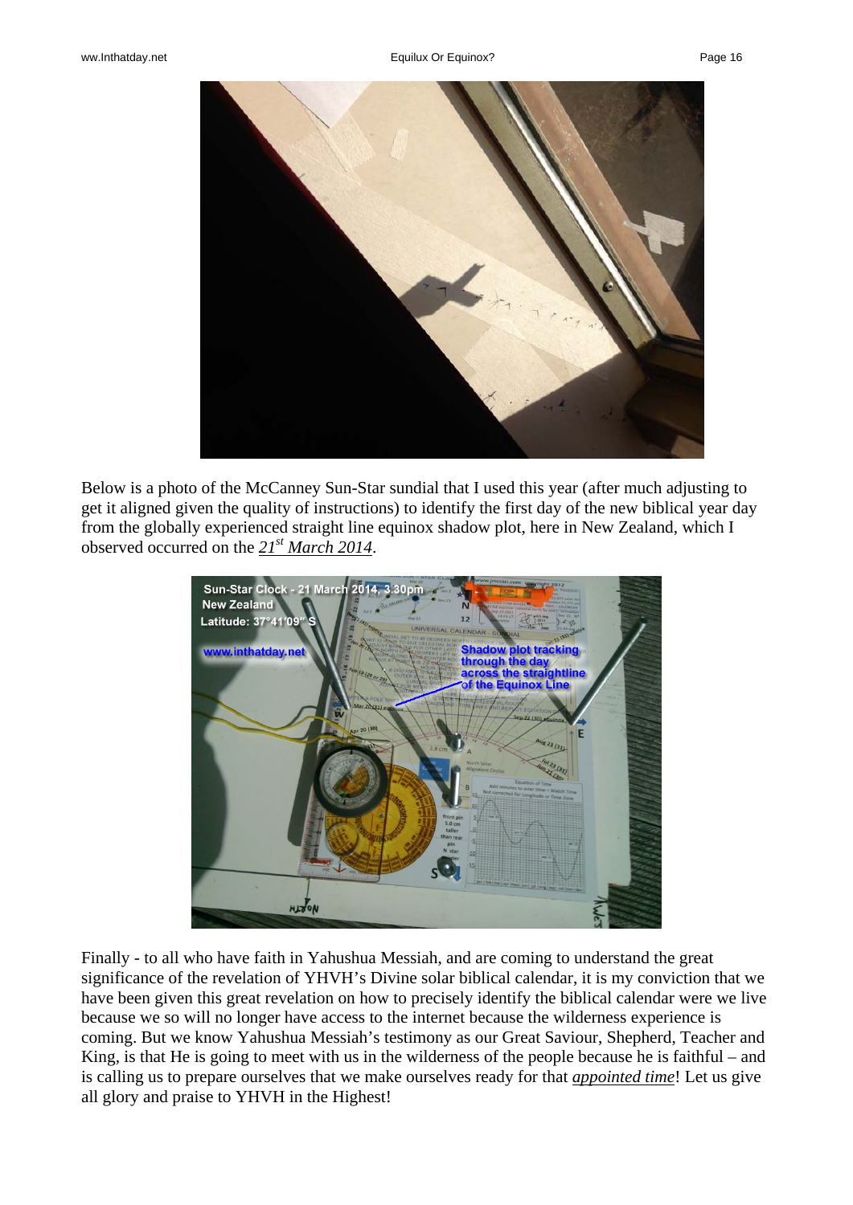Below is a photo of the McCanney Sun-Star sundial that I used this year (after much adjusting to get it aligned given the quality of instructions) to identify the first day of the new biblical year day from the globally experienced straight line equinox shadow plot, here in New Zealand, which I observed occurred on the *21st March 2014*.

Finally - to all who have faith in Yahushua Messiah, and are coming to understand the great significance of the revelation of YHVH's Divine solar biblical calendar, it is my conviction that we have been given this great revelation on how to precisely identify the biblical calendar were we live because we so will no longer have access to the internet because the wilderness experience is coming. But we know Yahushua Messiah's testimony as our Great Saviour, Shepherd, Teacher and King, is that He is going to meet with us in the wilderness of the people because he is faithful – and is calling us to prepare ourselves that we make ourselves ready for that *appointed time*! Let us give all glory and praise to YHVH in the Highest!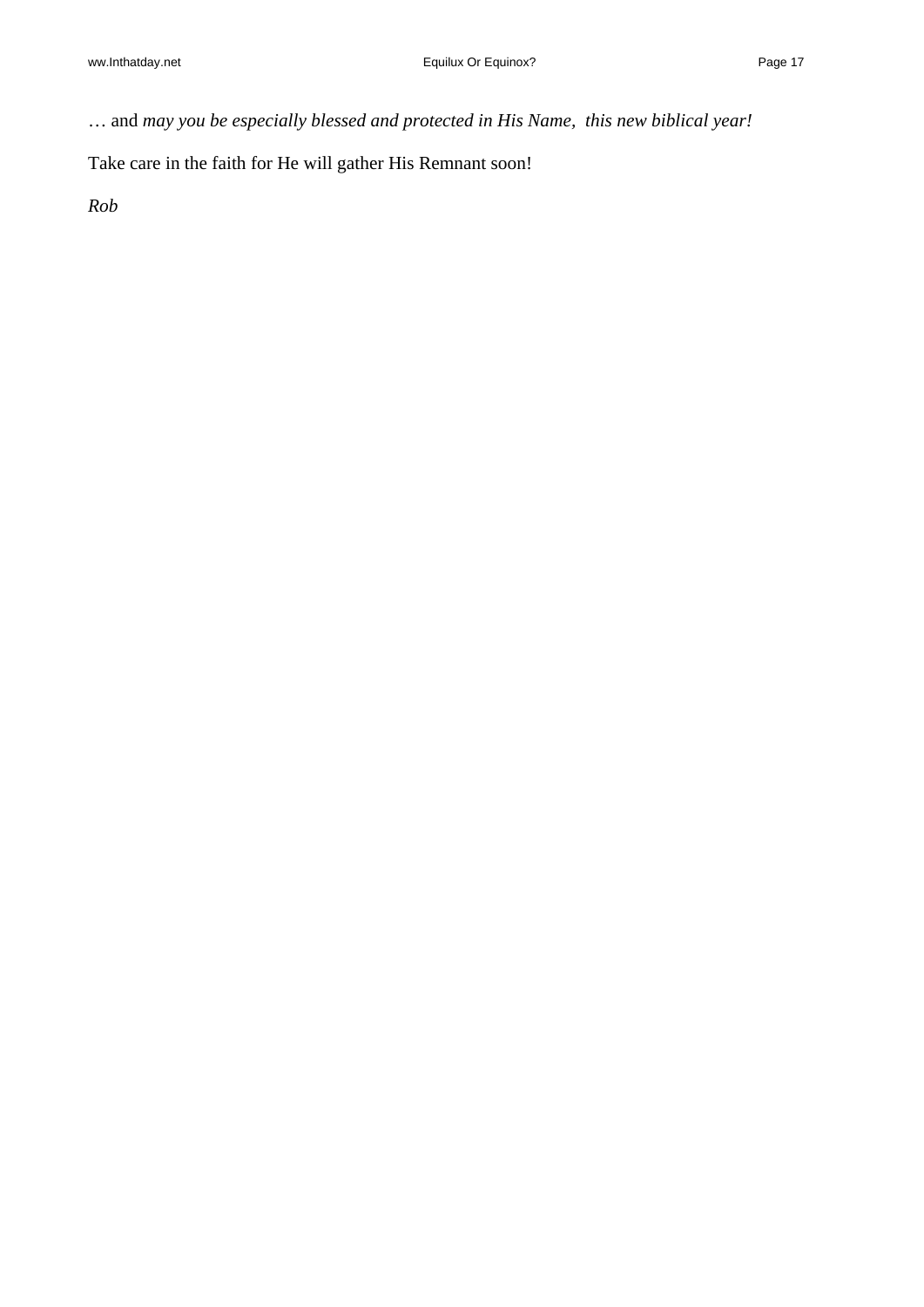… and *may you be especially blessed and protected in His Name,  this new biblical year!*

Take care in the faith for He will gather His Remnant soon!

*Rob*